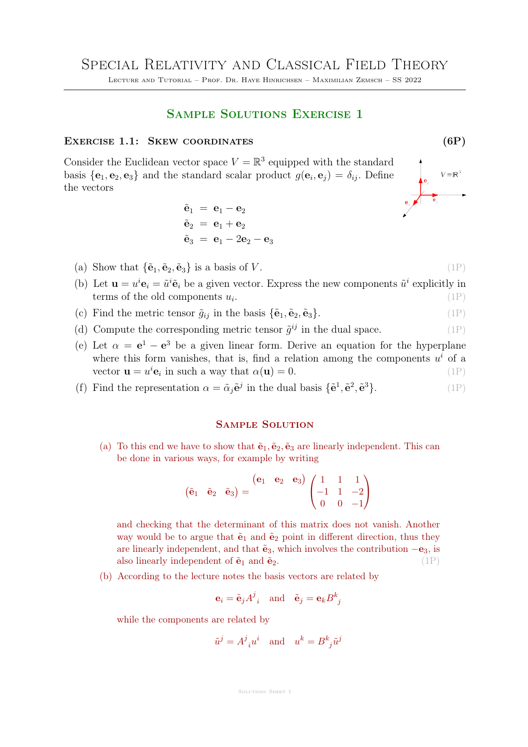# Special Relativity and Classical Field Theory

Lecture and Tutorial – Prof. Dr. Haye Hinrichsen – Maximilian Zemsch – SS 2022

## Sample Solutions Exercise 1

### Exercise 1.1: Skew coordinates (6P)

Consider the Euclidean vector space $V = \mathbb{R}^3$ equipped with the standard basis $\{\mathbf{e}_1, \mathbf{e}_2, \mathbf{e}_3\}$ and the standard scalar product $g(\mathbf{e}_i, \mathbf{e}_j) = \delta_{ij}$. Define the vectors

$$
\begin{aligned}
\tilde{\mathbf{e}}_1 &= \mathbf{e}_1 - \mathbf{e}_2 \\
\tilde{\mathbf{e}}_2 &= \mathbf{e}_1 + \mathbf{e}_2 \\
\tilde{\mathbf{e}}_3 &= \mathbf{e}_1 - 2\mathbf{e}_2 - \mathbf{e}_3
\end{aligned}
$$

(a) Show that $\{\tilde{\mathbf{e}}_1, \tilde{\mathbf{e}}_2, \tilde{\mathbf{e}}_3\}$ is a basis of $V$. (1P)

(b) Let $\mathbf{u} = u^i \mathbf{e}_i = \tilde{u}^i \tilde{\mathbf{e}}_i$ be a given vector. Express the new components $\tilde{u}^i$ explicitly in terms of the old components $u_i$. (1P)

(c) Find the metric tensor $\tilde{g}_{ij}$ in the basis $\{\tilde{\mathbf{e}}_1, \tilde{\mathbf{e}}_2, \tilde{\mathbf{e}}_3\}$. (1P)

(d) Compute the corresponding metric tensor $\tilde{g}^{ij}$ in the dual space. (1P)

(e) Let $\alpha = \mathbf{e}^1 - \mathbf{e}^3$ be a given linear form. Derive an equation for the hyperplane where this form vanishes, that is, find a relation among the components $u^i$ of a vector $\mathbf{u} = u^i \mathbf{e}_i$ in such a way that $\alpha(\mathbf{u}) = 0$. (1P)

(f) Find the representation $\alpha = \tilde{\alpha}_j \tilde{\mathbf{e}}^j$ in the dual basis $\{\tilde{\mathbf{e}}^1, \tilde{\mathbf{e}}^2, \tilde{\mathbf{e}}^3\}$. (1P)

### Sample Solution

(a) To this end we have to show that $\tilde{\mathbf{e}}_1, \tilde{\mathbf{e}}_2, \tilde{\mathbf{e}}_3$ are linearly independent. This can be done in various ways, for example by writing

$$
\begin{pmatrix} \tilde{\mathbf{e}}_1 & \tilde{\mathbf{e}}_2 & \tilde{\mathbf{e}}_3 \end{pmatrix} = \begin{pmatrix} \mathbf{e}_1 & \mathbf{e}_2 & \mathbf{e}_3 \end{pmatrix} \begin{pmatrix} 1 & 1 & 1 \\ -1 & 1 & -2 \\ 0 & 0 & -1 \end{pmatrix}
$$

and checking that the determinant of this matrix does not vanish. Another way would be to argue that $\tilde{\mathbf{e}}_1$ and $\tilde{\mathbf{e}}_2$ point in different direction, thus they are linearly independent, and that $\tilde{\mathbf{e}}_3$, which involves the contribution $-\mathbf{e}_3$, is also linearly independent of $\tilde{\mathbf{e}}_1$ and $\tilde{\mathbf{e}}_2$. (1P)

(b) According to the lecture notes the basis vectors are related by

$$
\mathbf{e}_i = \tilde{\mathbf{e}}_j A^j{}_i \quad \text{and} \quad \tilde{\mathbf{e}}_j = \mathbf{e}_k B^k{}_j
$$

while the components are related by

$$
\tilde{u}^j = A^j{}_i u^i \quad \text{and} \quad u^k = B^k{}_j \tilde{u}^j
$$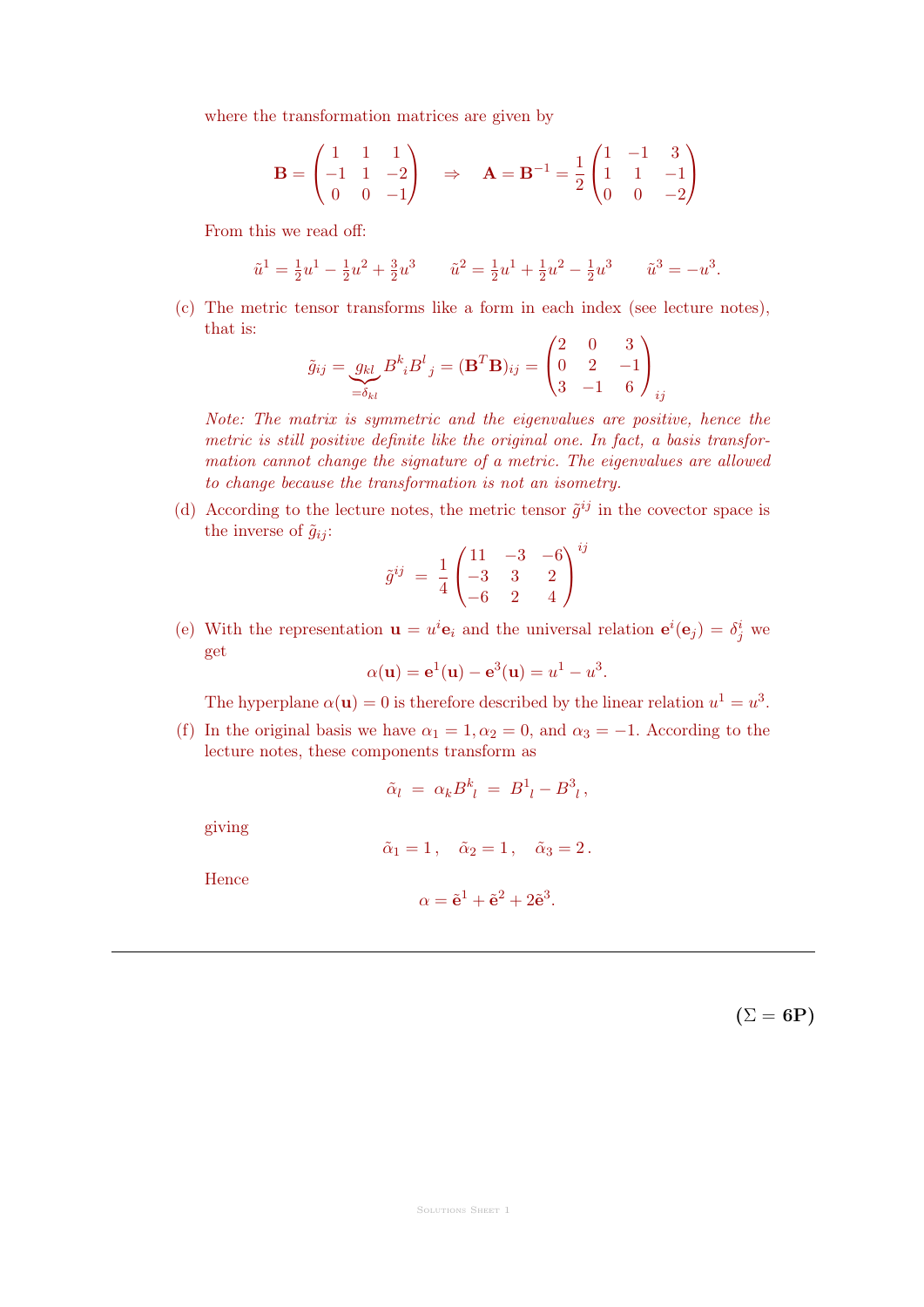where the transformation matrices are given by

$$\mathbf{B} = \begin{pmatrix} 1 & 1 & 1 \\ -1 & 1 & -2 \\ 0 & 0 & -1 \end{pmatrix} \quad \Rightarrow \quad \mathbf{A} = \mathbf{B}^{-1} = \frac{1}{2}\begin{pmatrix} 1 & -1 & 3 \\ 1 & 1 & -1 \\ 0 & 0 & -2 \end{pmatrix}$$

From this we read off:

$$\tilde{u}^1 = \tfrac{1}{2}u^1 - \tfrac{1}{2}u^2 + \tfrac{3}{2}u^3 \qquad \tilde{u}^2 = \tfrac{1}{2}u^1 + \tfrac{1}{2}u^2 - \tfrac{1}{2}u^3 \qquad \tilde{u}^3 = -u^3.$$

(c) The metric tensor transforms like a form in each index (see lecture notes), that is:

$$\tilde{g}_{ij} = \underbrace{g_{kl}}_{=\delta_{kl}} B^k{}_i B^l{}_j = (\mathbf{B}^T\mathbf{B})_{ij} = \begin{pmatrix} 2 & 0 & 3 \\ 0 & 2 & -1 \\ 3 & -1 & 6 \end{pmatrix}_{ij}$$

*Note: The matrix is symmetric and the eigenvalues are positive, hence the metric is still positive definite like the original one. In fact, a basis transformation cannot change the signature of a metric. The eigenvalues are allowed to change because the transformation is not an isometry.*

(d) According to the lecture notes, the metric tensor $\tilde{g}^{ij}$ in the covector space is the inverse of $\tilde{g}_{ij}$:

$$\tilde{g}^{ij} = \frac{1}{4}\begin{pmatrix} 11 & -3 & -6 \\ -3 & 3 & 2 \\ -6 & 2 & 4 \end{pmatrix}^{ij}$$

(e) With the representation $\mathbf{u} = u^i\mathbf{e}_i$ and the universal relation $\mathbf{e}^i(\mathbf{e}_j) = \delta^i_j$ we get

$$\alpha(\mathbf{u}) = \mathbf{e}^1(\mathbf{u}) - \mathbf{e}^3(\mathbf{u}) = u^1 - u^3.$$

The hyperplane $\alpha(\mathbf{u}) = 0$ is therefore described by the linear relation $u^1 = u^3$.

(f) In the original basis we have $\alpha_1 = 1, \alpha_2 = 0$, and $\alpha_3 = -1$. According to the lecture notes, these components transform as

$$\tilde{\alpha}_l = \alpha_k B^k{}_l = B^1{}_l - B^3{}_l,$$

giving

$$\tilde{\alpha}_1 = 1, \quad \tilde{\alpha}_2 = 1, \quad \tilde{\alpha}_3 = 2.$$

Hence

$$\alpha = \tilde{\mathbf{e}}^1 + \tilde{\mathbf{e}}^2 + 2\tilde{\mathbf{e}}^3.$$

---

**($\Sigma$ = 6P)**